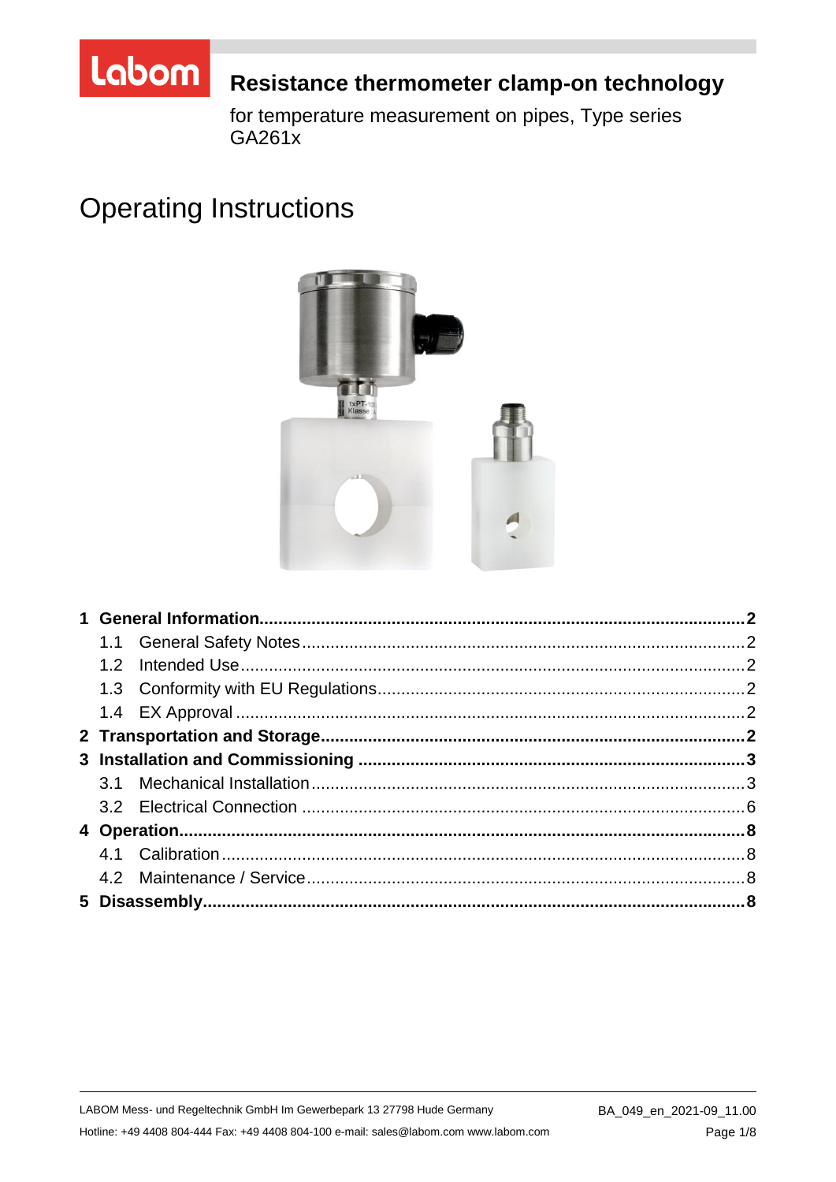# Resistance thermometer clamp-on technology

for temperature measurement on pipes, Type series GA261x

# Operating Instructions

**1 General Information** ........ **2**
- 1.1 General Safety Notes ........ 2
- 1.2 Intended Use ........ 2
- 1.3 Conformity with EU Regulations ........ 2
- 1.4 EX Approval ........ 2

**2 Transportation and Storage** ........ **2**

**3 Installation and Commissioning** ........ **3**
- 3.1 Mechanical Installation ........ 3
- 3.2 Electrical Connection ........ 6

**4 Operation** ........ **8**
- 4.1 Calibration ........ 8
- 4.2 Maintenance / Service ........ 8

**5 Disassembly** ........ **8**

LABOM Mess- und Regeltechnik GmbH Im Gewerbepark 13 27798 Hude Germany
Hotline: +49 4408 804-444 Fax: +49 4408 804-100 e-mail: sales@labom.com www.labom.com

BA_049_en_2021-09_11.00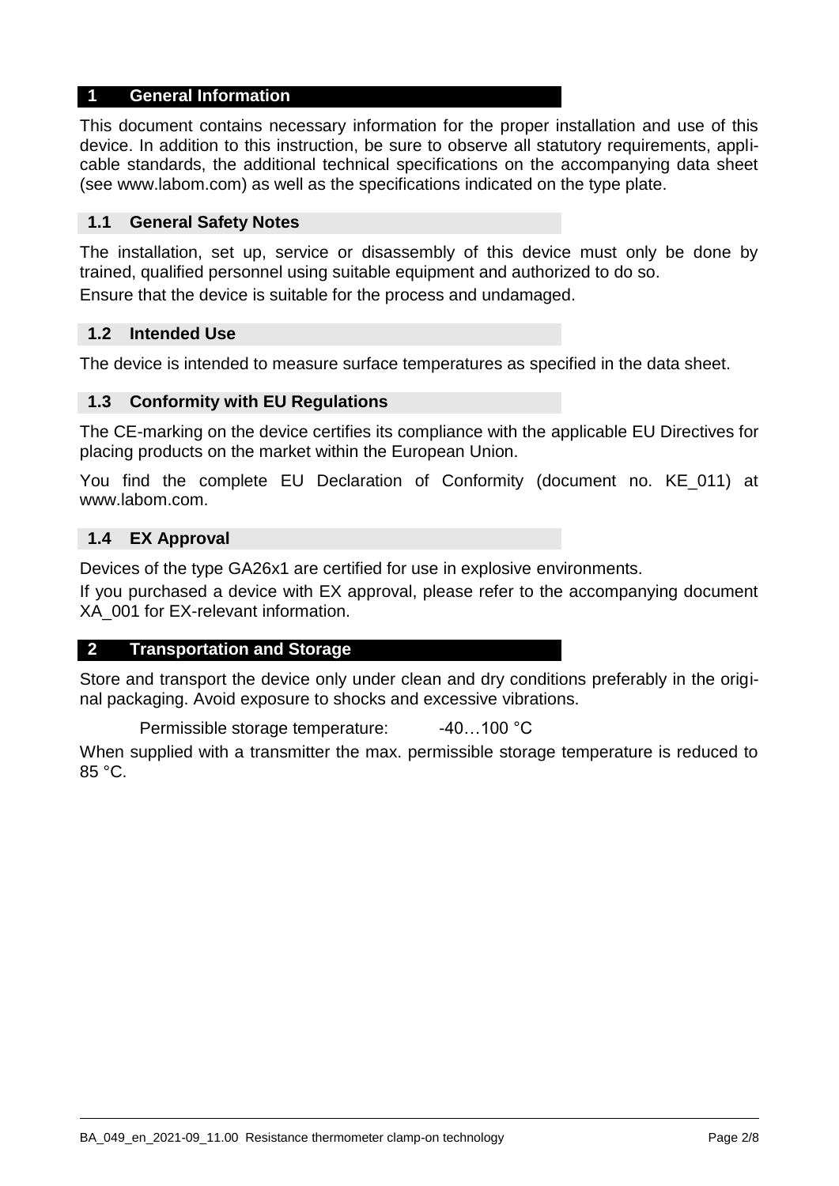# 1 General Information

This document contains necessary information for the proper installation and use of this device. In addition to this instruction, be sure to observe all statutory requirements, applicable standards, the additional technical specifications on the accompanying data sheet (see www.labom.com) as well as the specifications indicated on the type plate.

## 1.1 General Safety Notes

The installation, set up, service or disassembly of this device must only be done by trained, qualified personnel using suitable equipment and authorized to do so.

Ensure that the device is suitable for the process and undamaged.

## 1.2 Intended Use

The device is intended to measure surface temperatures as specified in the data sheet.

## 1.3 Conformity with EU Regulations

The CE-marking on the device certifies its compliance with the applicable EU Directives for placing products on the market within the European Union.

You find the complete EU Declaration of Conformity (document no. KE_011) at www.labom.com.

## 1.4 EX Approval

Devices of the type GA26x1 are certified for use in explosive environments.

If you purchased a device with EX approval, please refer to the accompanying document XA_001 for EX-relevant information.

# 2 Transportation and Storage

Store and transport the device only under clean and dry conditions preferably in the original packaging. Avoid exposure to shocks and excessive vibrations.

Permissible storage temperature: -40…100 °C

When supplied with a transmitter the max. permissible storage temperature is reduced to 85 °C.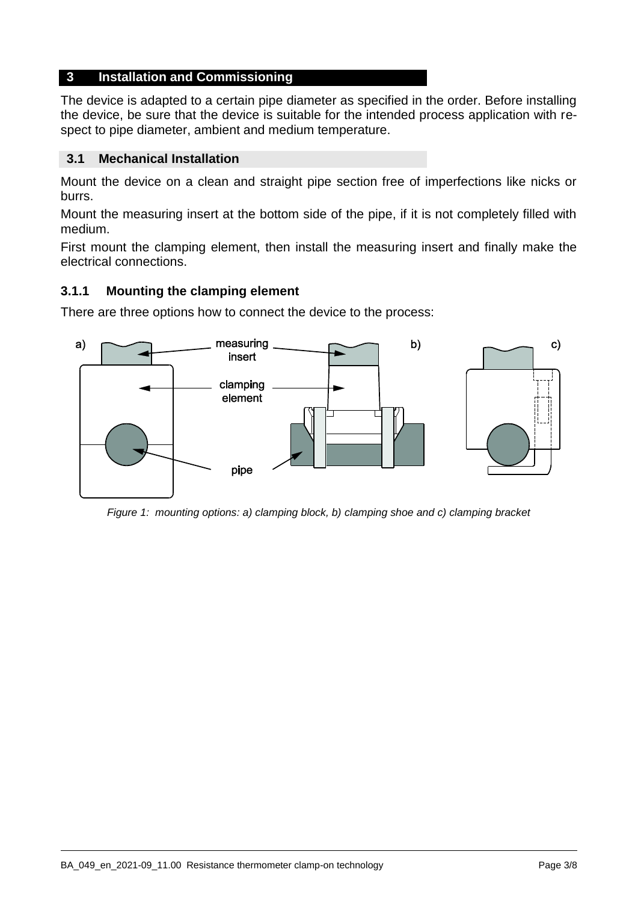## 3 Installation and Commissioning

The device is adapted to a certain pipe diameter as specified in the order. Before installing the device, be sure that the device is suitable for the intended process application with respect to pipe diameter, ambient and medium temperature.

### 3.1 Mechanical Installation

Mount the device on a clean and straight pipe section free of imperfections like nicks or burrs.

Mount the measuring insert at the bottom side of the pipe, if it is not completely filled with medium.

First mount the clamping element, then install the measuring insert and finally make the electrical connections.

#### 3.1.1 Mounting the clamping element

There are three options how to connect the device to the process:

*Figure 1: mounting options: a) clamping block, b) clamping shoe and c) clamping bracket*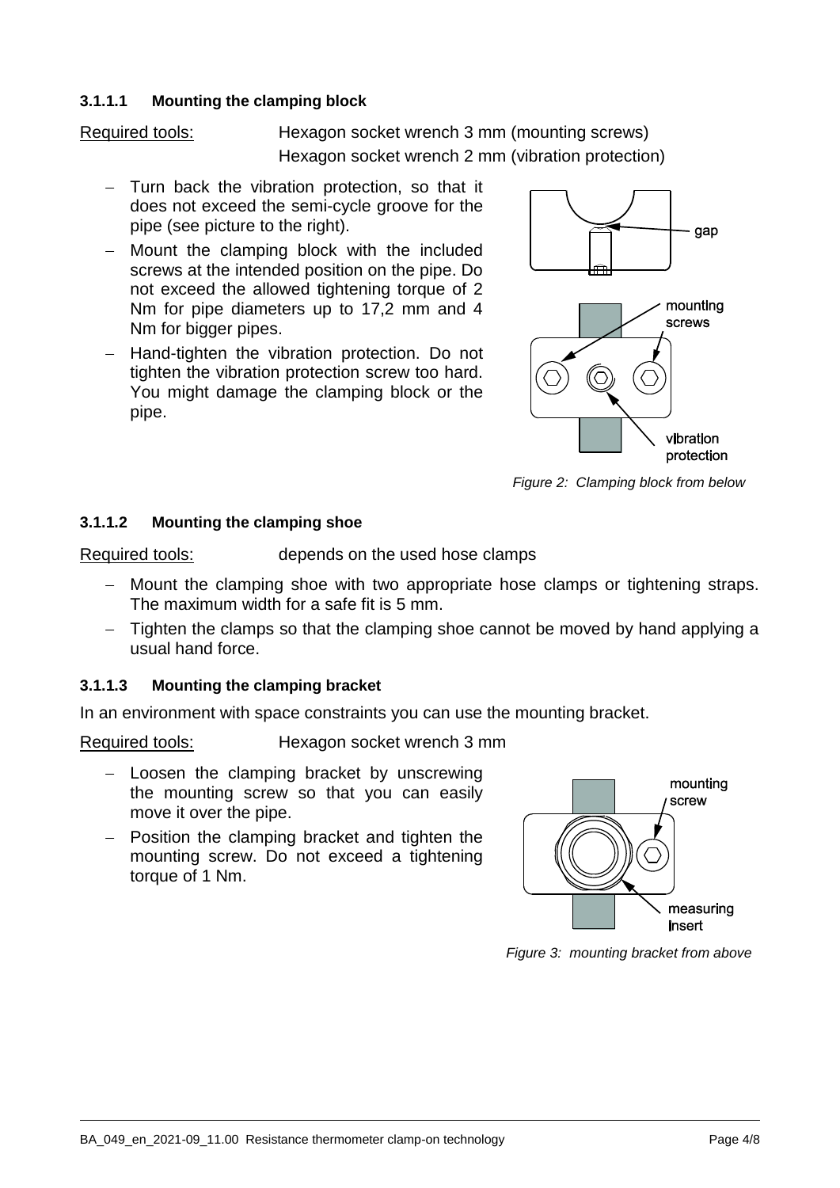#### 3.1.1.1 Mounting the clamping block

Required tools: Hexagon socket wrench 3 mm (mounting screws)
Hexagon socket wrench 2 mm (vibration protection)

- Turn back the vibration protection, so that it does not exceed the semi-cycle groove for the pipe (see picture to the right).
- Mount the clamping block with the included screws at the intended position on the pipe. Do not exceed the allowed tightening torque of 2 Nm for pipe diameters up to 17,2 mm and 4 Nm for bigger pipes.
- Hand-tighten the vibration protection. Do not tighten the vibration protection screw too hard. You might damage the clamping block or the pipe.

*Figure 2: Clamping block from below*

#### 3.1.1.2 Mounting the clamping shoe

Required tools: depends on the used hose clamps

- Mount the clamping shoe with two appropriate hose clamps or tightening straps. The maximum width for a safe fit is 5 mm.
- Tighten the clamps so that the clamping shoe cannot be moved by hand applying a usual hand force.

#### 3.1.1.3 Mounting the clamping bracket

In an environment with space constraints you can use the mounting bracket.

Required tools: Hexagon socket wrench 3 mm

- Loosen the clamping bracket by unscrewing the mounting screw so that you can easily move it over the pipe.
- Position the clamping bracket and tighten the mounting screw. Do not exceed a tightening torque of 1 Nm.

*Figure 3: mounting bracket from above*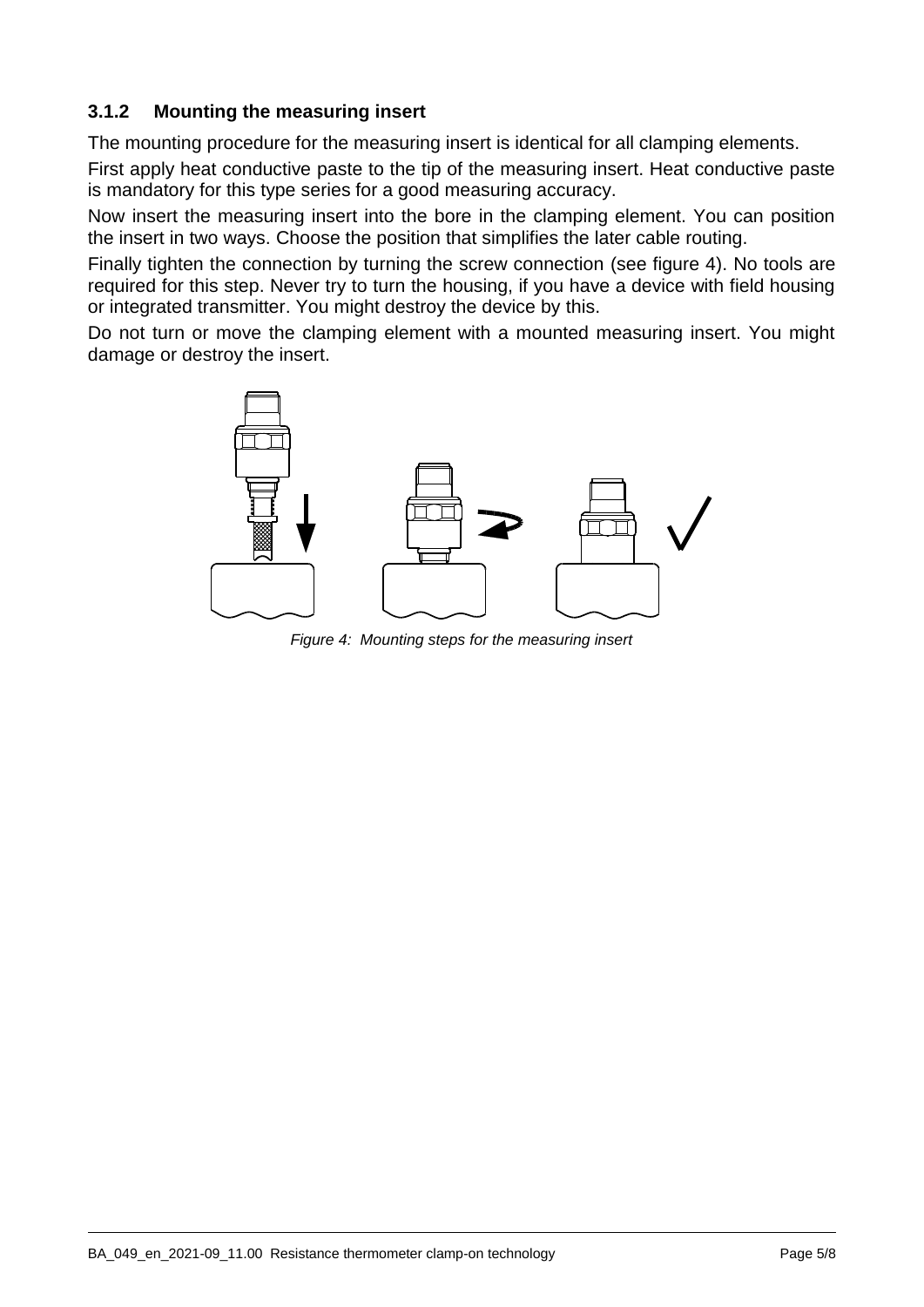### 3.1.2 Mounting the measuring insert

The mounting procedure for the measuring insert is identical for all clamping elements.

First apply heat conductive paste to the tip of the measuring insert. Heat conductive paste is mandatory for this type series for a good measuring accuracy.

Now insert the measuring insert into the bore in the clamping element. You can position the insert in two ways. Choose the position that simplifies the later cable routing.

Finally tighten the connection by turning the screw connection (see figure 4). No tools are required for this step. Never try to turn the housing, if you have a device with field housing or integrated transmitter. You might destroy the device by this.

Do not turn or move the clamping element with a mounted measuring insert. You might damage or destroy the insert.

*Figure 4: Mounting steps for the measuring insert*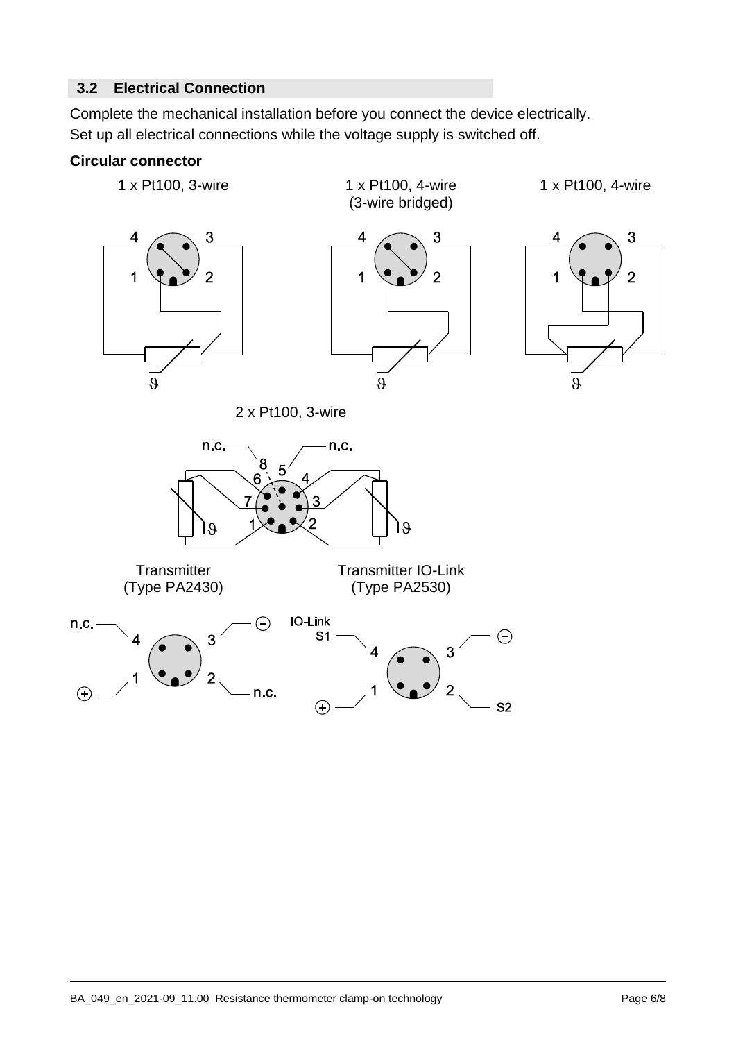## 3.2 Electrical Connection

Complete the mechanical installation before you connect the device electrically.
Set up all electrical connections while the voltage supply is switched off.

**Circular connector**

1 x Pt100, 3-wire

1 x Pt100, 4-wire (3-wire bridged)

1 x Pt100, 4-wire

2 x Pt100, 3-wire

Transmitter (Type PA2430)

Transmitter IO-Link (Type PA2530)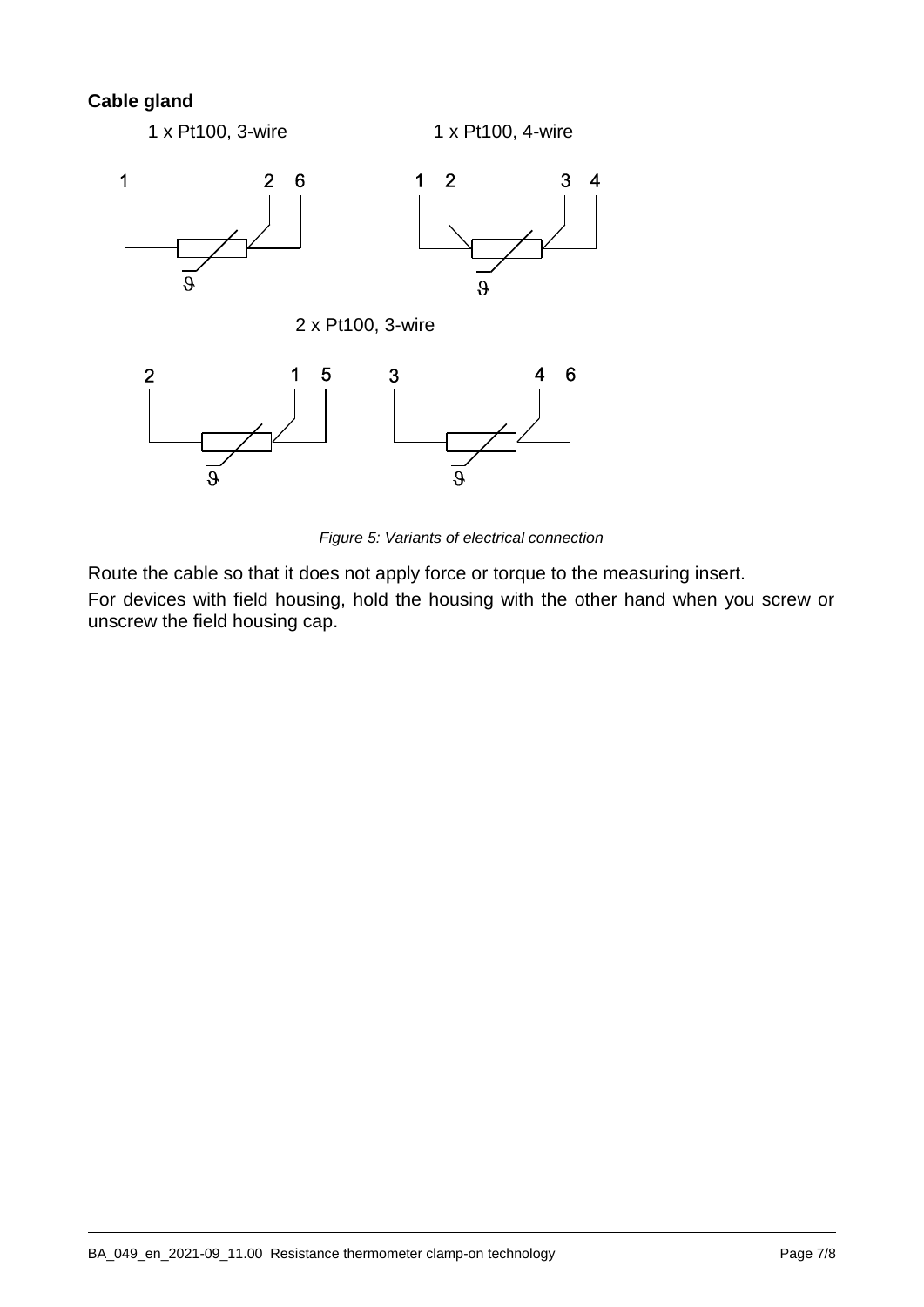**Cable gland**

1 x Pt100, 3-wire

1 x Pt100, 4-wire

2 x Pt100, 3-wire

*Figure 5: Variants of electrical connection*

Route the cable so that it does not apply force or torque to the measuring insert.

For devices with field housing, hold the housing with the other hand when you screw or unscrew the field housing cap.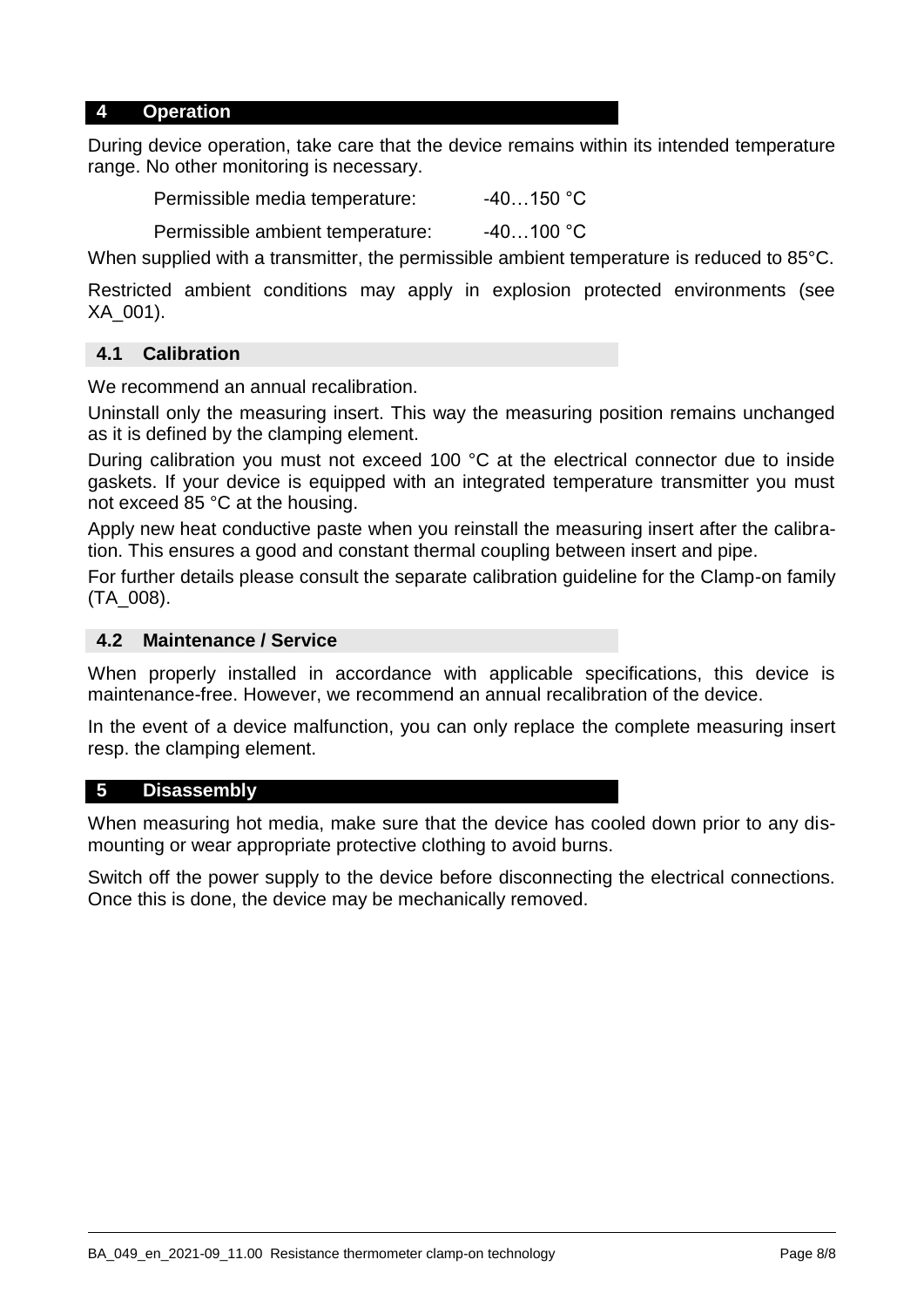## 4 Operation

During device operation, take care that the device remains within its intended temperature range. No other monitoring is necessary.

Permissible media temperature: -40…150 °C

Permissible ambient temperature: -40…100 °C

When supplied with a transmitter, the permissible ambient temperature is reduced to 85°C.

Restricted ambient conditions may apply in explosion protected environments (see XA_001).

### 4.1 Calibration

We recommend an annual recalibration.

Uninstall only the measuring insert. This way the measuring position remains unchanged as it is defined by the clamping element.

During calibration you must not exceed 100 °C at the electrical connector due to inside gaskets. If your device is equipped with an integrated temperature transmitter you must not exceed 85 °C at the housing.

Apply new heat conductive paste when you reinstall the measuring insert after the calibration. This ensures a good and constant thermal coupling between insert and pipe.

For further details please consult the separate calibration guideline for the Clamp-on family (TA_008).

### 4.2 Maintenance / Service

When properly installed in accordance with applicable specifications, this device is maintenance-free. However, we recommend an annual recalibration of the device.

In the event of a device malfunction, you can only replace the complete measuring insert resp. the clamping element.

## 5 Disassembly

When measuring hot media, make sure that the device has cooled down prior to any dismounting or wear appropriate protective clothing to avoid burns.

Switch off the power supply to the device before disconnecting the electrical connections. Once this is done, the device may be mechanically removed.